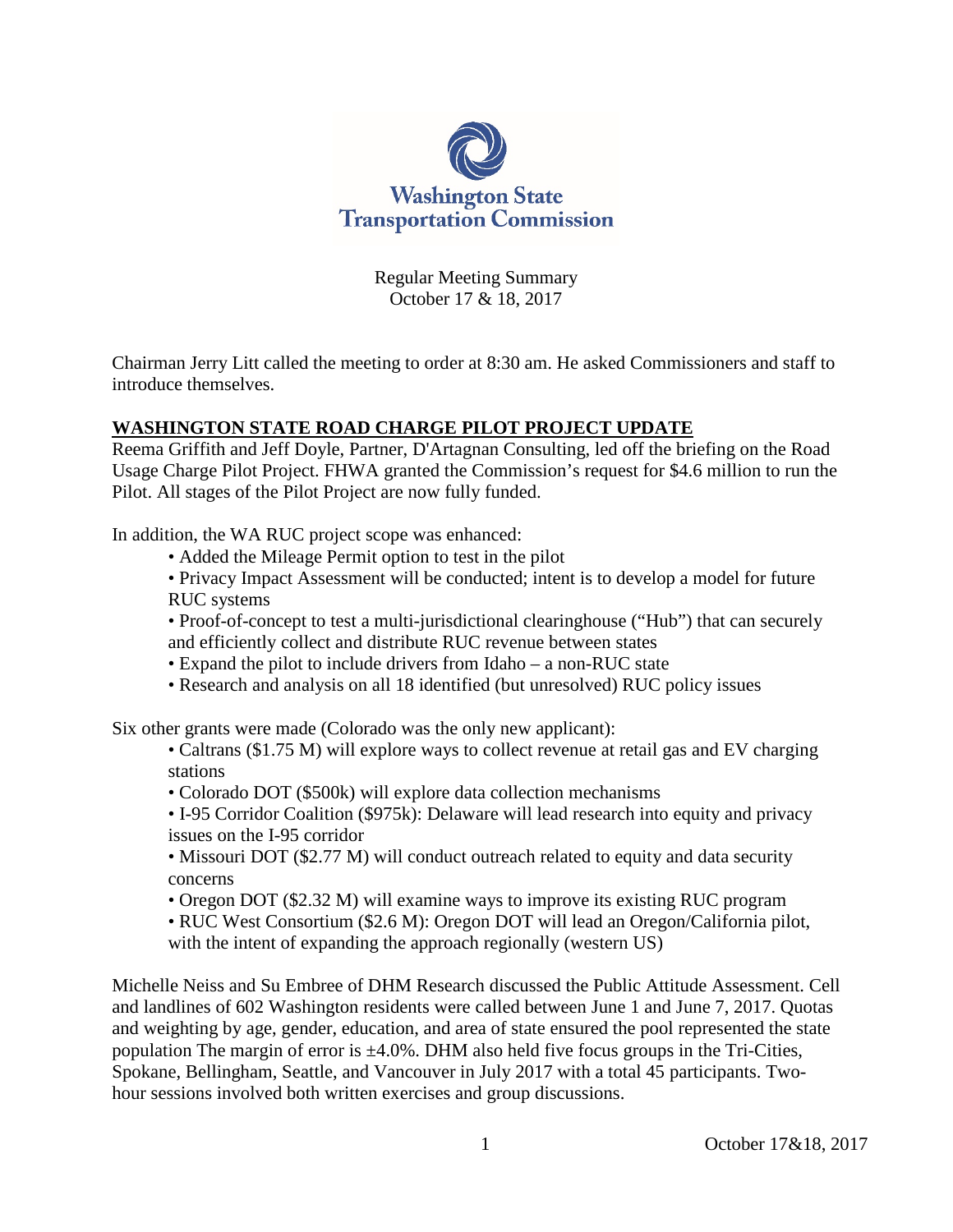Washington State Transportation Commission

Regular Meeting Summary
October 17 & 18, 2017

Chairman Jerry Litt called the meeting to order at 8:30 am. He asked Commissioners and staff to introduce themselves.

## WASHINGTON STATE ROAD CHARGE PILOT PROJECT UPDATE

Reema Griffith and Jeff Doyle, Partner, D'Artagnan Consulting, led off the briefing on the Road Usage Charge Pilot Project. FHWA granted the Commission's request for $4.6 million to run the Pilot. All stages of the Pilot Project are now fully funded.

In addition, the WA RUC project scope was enhanced:

- Added the Mileage Permit option to test in the pilot
- Privacy Impact Assessment will be conducted; intent is to develop a model for future RUC systems
- Proof-of-concept to test a multi-jurisdictional clearinghouse ("Hub") that can securely and efficiently collect and distribute RUC revenue between states
- Expand the pilot to include drivers from Idaho – a non-RUC state
- Research and analysis on all 18 identified (but unresolved) RUC policy issues

Six other grants were made (Colorado was the only new applicant):

- Caltrans ($1.75 M) will explore ways to collect revenue at retail gas and EV charging stations
- Colorado DOT ($500k) will explore data collection mechanisms
- I-95 Corridor Coalition ($975k): Delaware will lead research into equity and privacy issues on the I-95 corridor
- Missouri DOT ($2.77 M) will conduct outreach related to equity and data security concerns
- Oregon DOT ($2.32 M) will examine ways to improve its existing RUC program
- RUC West Consortium ($2.6 M): Oregon DOT will lead an Oregon/California pilot, with the intent of expanding the approach regionally (western US)

Michelle Neiss and Su Embree of DHM Research discussed the Public Attitude Assessment. Cell and landlines of 602 Washington residents were called between June 1 and June 7, 2017. Quotas and weighting by age, gender, education, and area of state ensured the pool represented the state population The margin of error is ±4.0%. DHM also held five focus groups in the Tri-Cities, Spokane, Bellingham, Seattle, and Vancouver in July 2017 with a total 45 participants. Two-hour sessions involved both written exercises and group discussions.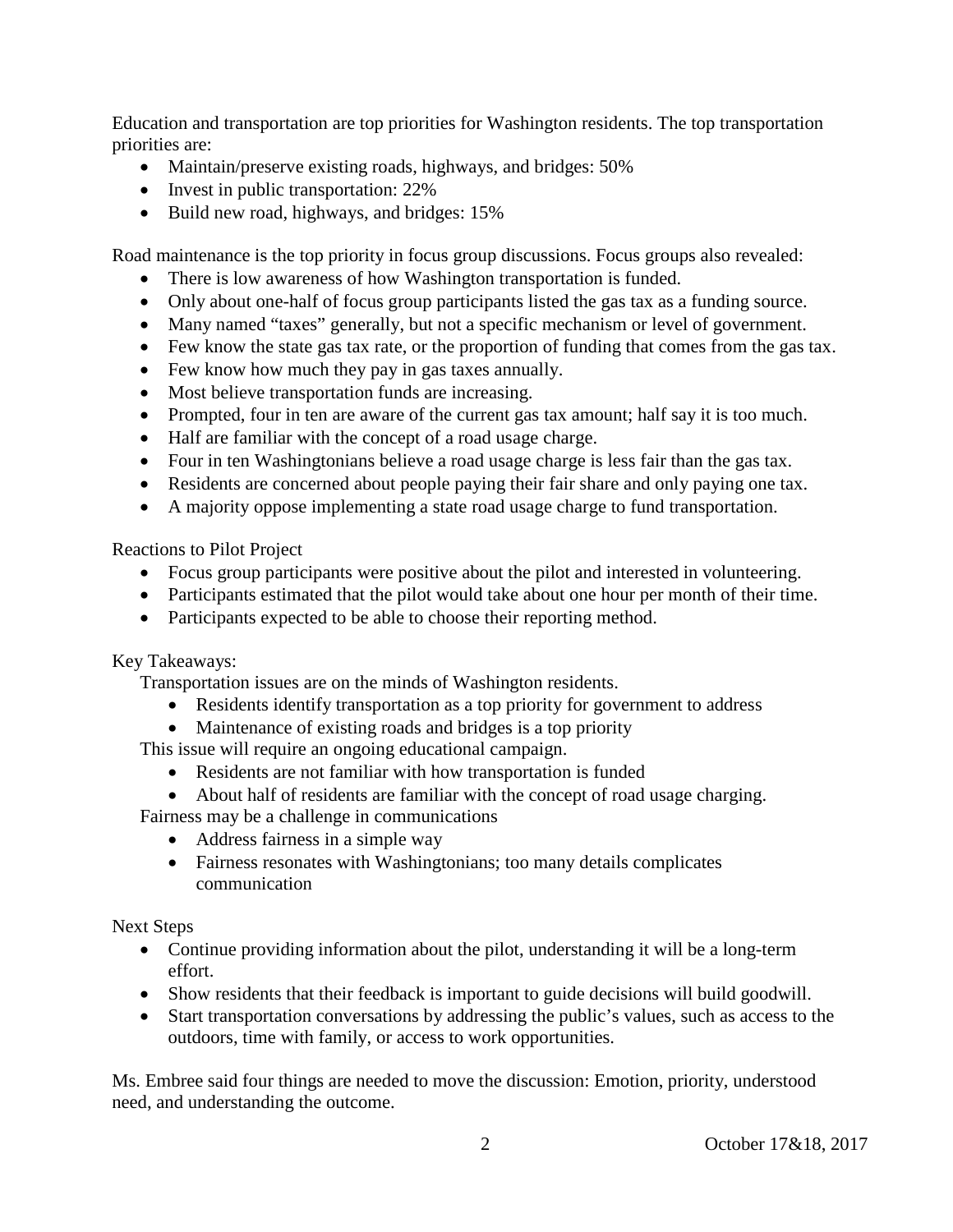Education and transportation are top priorities for Washington residents. The top transportation priorities are:

- Maintain/preserve existing roads, highways, and bridges: 50%
- Invest in public transportation: 22%
- Build new road, highways, and bridges: 15%

Road maintenance is the top priority in focus group discussions. Focus groups also revealed:

- There is low awareness of how Washington transportation is funded.
- Only about one-half of focus group participants listed the gas tax as a funding source.
- Many named "taxes" generally, but not a specific mechanism or level of government.
- Few know the state gas tax rate, or the proportion of funding that comes from the gas tax.
- Few know how much they pay in gas taxes annually.
- Most believe transportation funds are increasing.
- Prompted, four in ten are aware of the current gas tax amount; half say it is too much.
- Half are familiar with the concept of a road usage charge.
- Four in ten Washingtonians believe a road usage charge is less fair than the gas tax.
- Residents are concerned about people paying their fair share and only paying one tax.
- A majority oppose implementing a state road usage charge to fund transportation.

Reactions to Pilot Project

- Focus group participants were positive about the pilot and interested in volunteering.
- Participants estimated that the pilot would take about one hour per month of their time.
- Participants expected to be able to choose their reporting method.

Key Takeaways:

Transportation issues are on the minds of Washington residents.

- Residents identify transportation as a top priority for government to address
- Maintenance of existing roads and bridges is a top priority

This issue will require an ongoing educational campaign.

- Residents are not familiar with how transportation is funded
- About half of residents are familiar with the concept of road usage charging.

Fairness may be a challenge in communications

- Address fairness in a simple way
- Fairness resonates with Washingtonians; too many details complicates communication

Next Steps

- Continue providing information about the pilot, understanding it will be a long-term effort.
- Show residents that their feedback is important to guide decisions will build goodwill.
- Start transportation conversations by addressing the public's values, such as access to the outdoors, time with family, or access to work opportunities.

Ms. Embree said four things are needed to move the discussion: Emotion, priority, understood need, and understanding the outcome.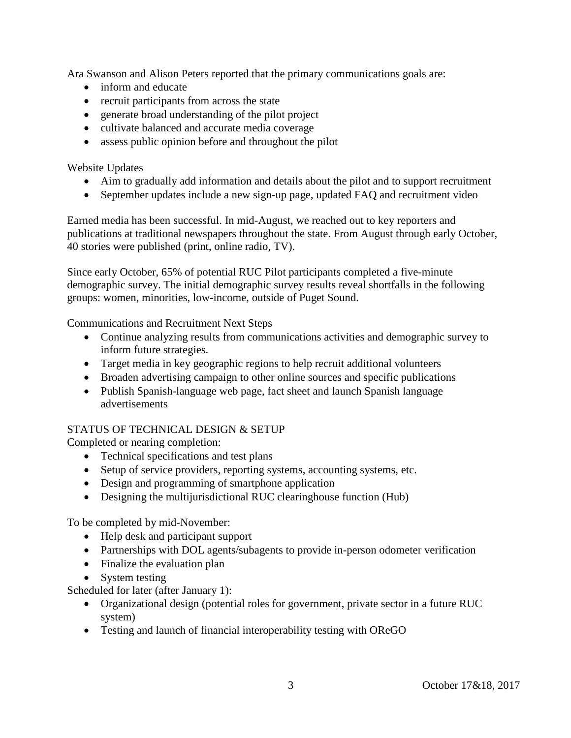Ara Swanson and Alison Peters reported that the primary communications goals are:

- inform and educate
- recruit participants from across the state
- generate broad understanding of the pilot project
- cultivate balanced and accurate media coverage
- assess public opinion before and throughout the pilot

Website Updates

- Aim to gradually add information and details about the pilot and to support recruitment
- September updates include a new sign-up page, updated FAQ and recruitment video

Earned media has been successful. In mid-August, we reached out to key reporters and publications at traditional newspapers throughout the state. From August through early October, 40 stories were published (print, online radio, TV).

Since early October, 65% of potential RUC Pilot participants completed a five-minute demographic survey. The initial demographic survey results reveal shortfalls in the following groups: women, minorities, low-income, outside of Puget Sound.

Communications and Recruitment Next Steps

- Continue analyzing results from communications activities and demographic survey to inform future strategies.
- Target media in key geographic regions to help recruit additional volunteers
- Broaden advertising campaign to other online sources and specific publications
- Publish Spanish-language web page, fact sheet and launch Spanish language advertisements

STATUS OF TECHNICAL DESIGN & SETUP

Completed or nearing completion:

- Technical specifications and test plans
- Setup of service providers, reporting systems, accounting systems, etc.
- Design and programming of smartphone application
- Designing the multijurisdictional RUC clearinghouse function (Hub)

To be completed by mid-November:

- Help desk and participant support
- Partnerships with DOL agents/subagents to provide in-person odometer verification
- Finalize the evaluation plan
- System testing

Scheduled for later (after January 1):

- Organizational design (potential roles for government, private sector in a future RUC system)
- Testing and launch of financial interoperability testing with OReGO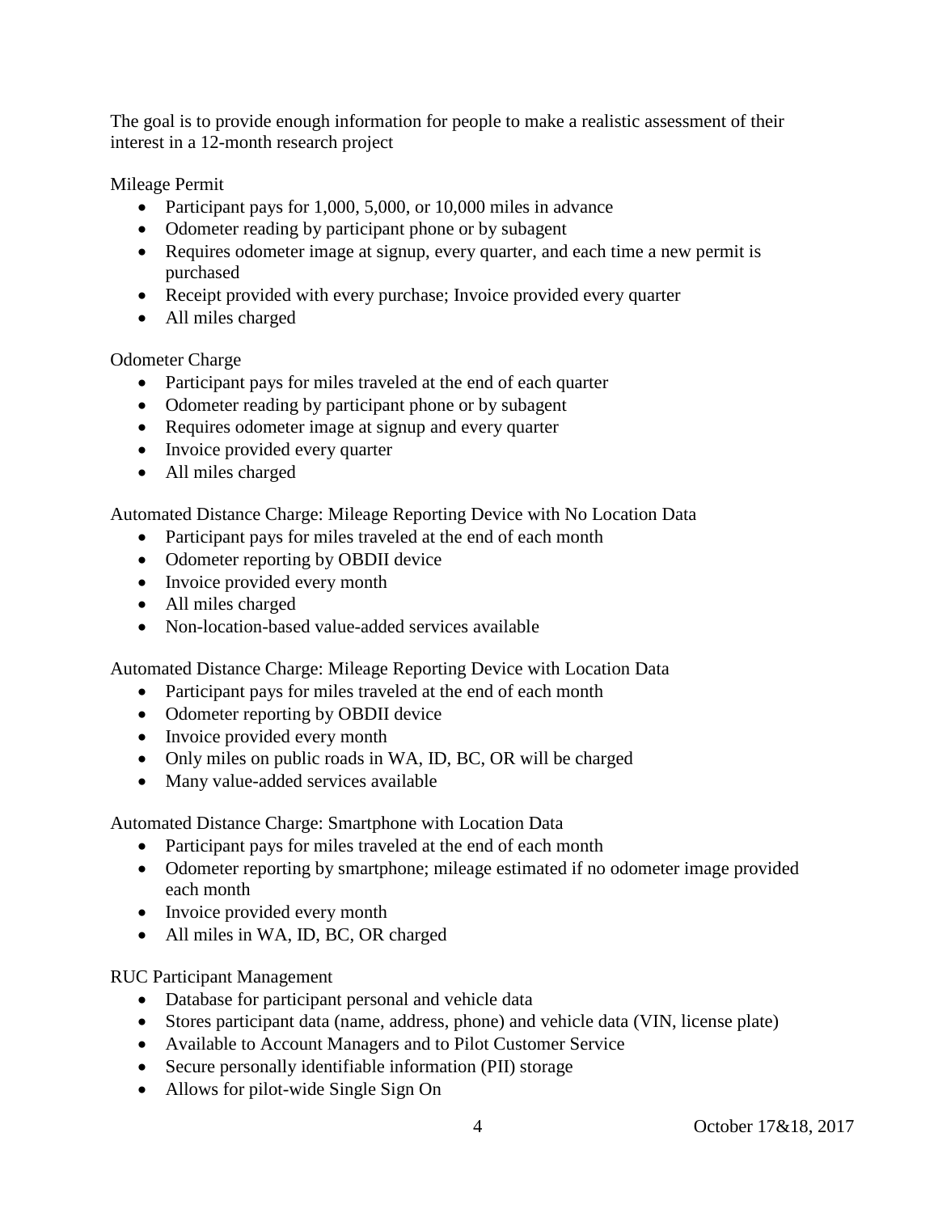The goal is to provide enough information for people to make a realistic assessment of their interest in a 12-month research project

Mileage Permit

- Participant pays for 1,000, 5,000, or 10,000 miles in advance
- Odometer reading by participant phone or by subagent
- Requires odometer image at signup, every quarter, and each time a new permit is purchased
- Receipt provided with every purchase; Invoice provided every quarter
- All miles charged

Odometer Charge

- Participant pays for miles traveled at the end of each quarter
- Odometer reading by participant phone or by subagent
- Requires odometer image at signup and every quarter
- Invoice provided every quarter
- All miles charged

Automated Distance Charge: Mileage Reporting Device with No Location Data

- Participant pays for miles traveled at the end of each month
- Odometer reporting by OBDII device
- Invoice provided every month
- All miles charged
- Non-location-based value-added services available

Automated Distance Charge: Mileage Reporting Device with Location Data

- Participant pays for miles traveled at the end of each month
- Odometer reporting by OBDII device
- Invoice provided every month
- Only miles on public roads in WA, ID, BC, OR will be charged
- Many value-added services available

Automated Distance Charge: Smartphone with Location Data

- Participant pays for miles traveled at the end of each month
- Odometer reporting by smartphone; mileage estimated if no odometer image provided each month
- Invoice provided every month
- All miles in WA, ID, BC, OR charged

RUC Participant Management

- Database for participant personal and vehicle data
- Stores participant data (name, address, phone) and vehicle data (VIN, license plate)
- Available to Account Managers and to Pilot Customer Service
- Secure personally identifiable information (PII) storage
- Allows for pilot-wide Single Sign On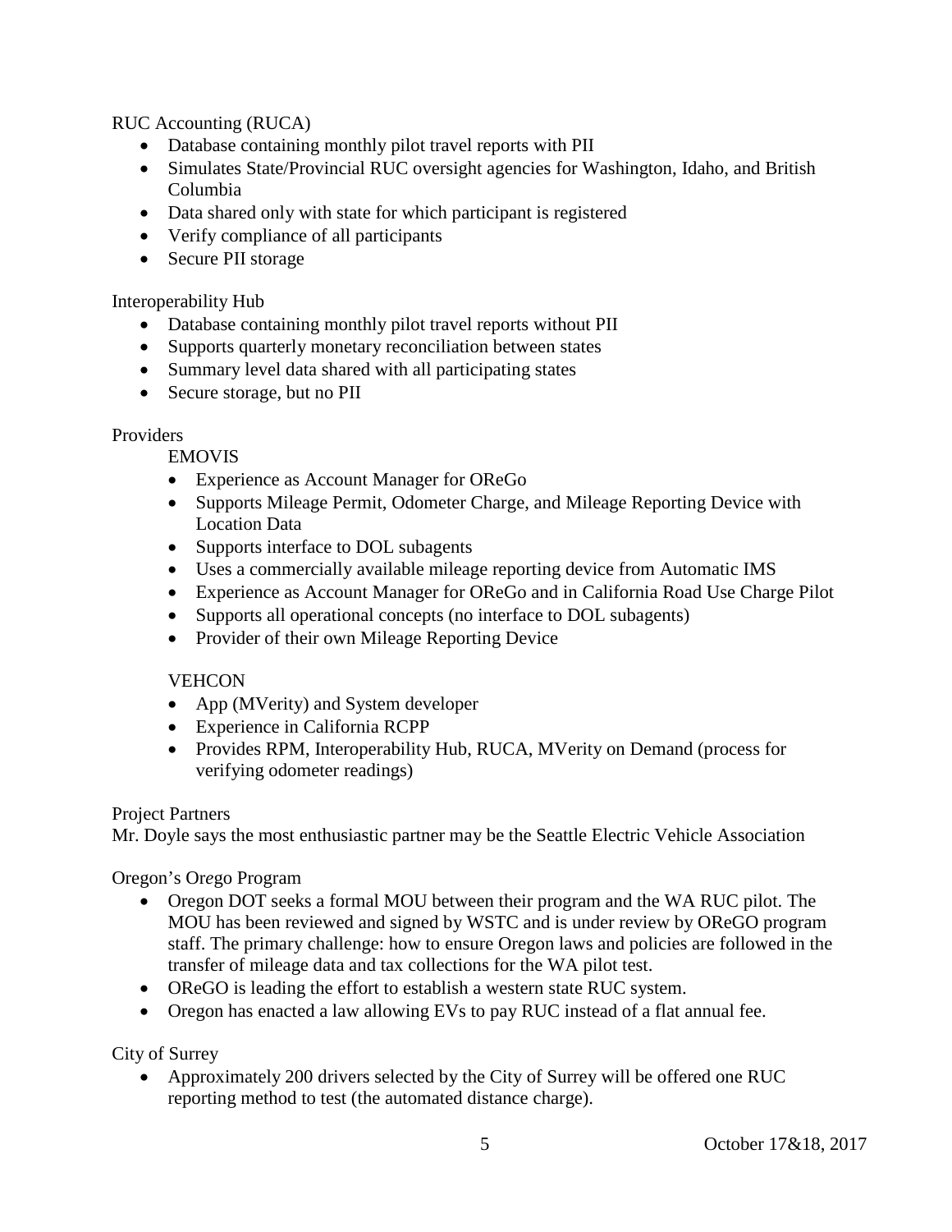RUC Accounting (RUCA)

- Database containing monthly pilot travel reports with PII
- Simulates State/Provincial RUC oversight agencies for Washington, Idaho, and British Columbia
- Data shared only with state for which participant is registered
- Verify compliance of all participants
- Secure PII storage

Interoperability Hub

- Database containing monthly pilot travel reports without PII
- Supports quarterly monetary reconciliation between states
- Summary level data shared with all participating states
- Secure storage, but no PII

Providers

EMOVIS

- Experience as Account Manager for OReGo
- Supports Mileage Permit, Odometer Charge, and Mileage Reporting Device with Location Data
- Supports interface to DOL subagents
- Uses a commercially available mileage reporting device from Automatic IMS
- Experience as Account Manager for OReGo and in California Road Use Charge Pilot
- Supports all operational concepts (no interface to DOL subagents)
- Provider of their own Mileage Reporting Device

VEHCON

- App (MVerity) and System developer
- Experience in California RCPP
- Provides RPM, Interoperability Hub, RUCA, MVerity on Demand (process for verifying odometer readings)

Project Partners

Mr. Doyle says the most enthusiastic partner may be the Seattle Electric Vehicle Association

Oregon's Or*e*go Program

- Oregon DOT seeks a formal MOU between their program and the WA RUC pilot. The MOU has been reviewed and signed by WSTC and is under review by OReGO program staff. The primary challenge: how to ensure Oregon laws and policies are followed in the transfer of mileage data and tax collections for the WA pilot test.
- OReGO is leading the effort to establish a western state RUC system.
- Oregon has enacted a law allowing EVs to pay RUC instead of a flat annual fee.

City of Surrey

- Approximately 200 drivers selected by the City of Surrey will be offered one RUC reporting method to test (the automated distance charge).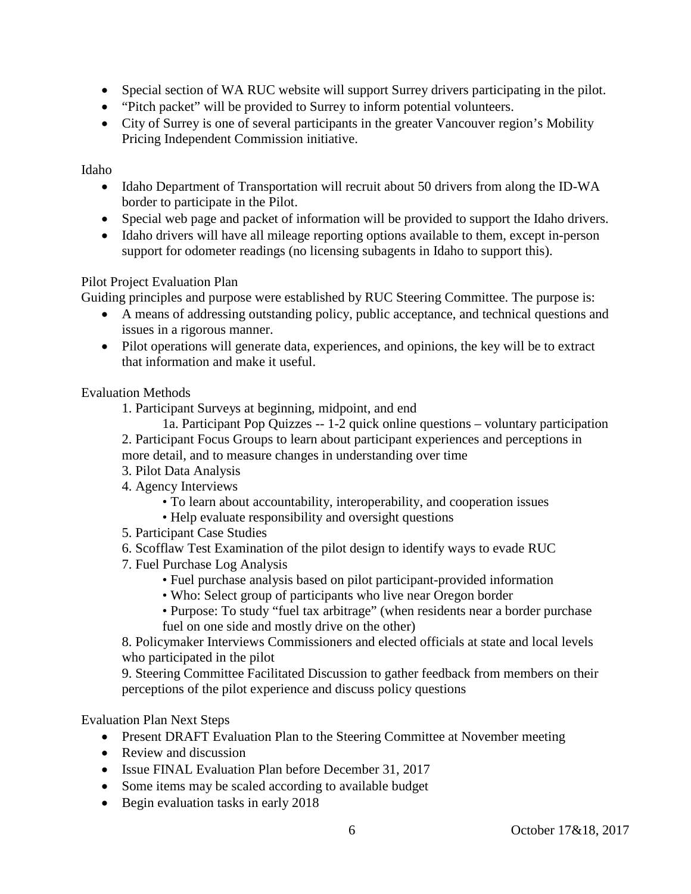- Special section of WA RUC website will support Surrey drivers participating in the pilot.
- "Pitch packet" will be provided to Surrey to inform potential volunteers.
- City of Surrey is one of several participants in the greater Vancouver region's Mobility Pricing Independent Commission initiative.

Idaho

- Idaho Department of Transportation will recruit about 50 drivers from along the ID-WA border to participate in the Pilot.
- Special web page and packet of information will be provided to support the Idaho drivers.
- Idaho drivers will have all mileage reporting options available to them, except in-person support for odometer readings (no licensing subagents in Idaho to support this).

Pilot Project Evaluation Plan

Guiding principles and purpose were established by RUC Steering Committee. The purpose is:

- A means of addressing outstanding policy, public acceptance, and technical questions and issues in a rigorous manner.
- Pilot operations will generate data, experiences, and opinions, the key will be to extract that information and make it useful.

Evaluation Methods

1. Participant Surveys at beginning, midpoint, and end
   - 1a. Participant Pop Quizzes -- 1-2 quick online questions – voluntary participation
2. Participant Focus Groups to learn about participant experiences and perceptions in more detail, and to measure changes in understanding over time
3. Pilot Data Analysis
4. Agency Interviews
   - To learn about accountability, interoperability, and cooperation issues
   - Help evaluate responsibility and oversight questions
5. Participant Case Studies
6. Scofflaw Test Examination of the pilot design to identify ways to evade RUC
7. Fuel Purchase Log Analysis
   - Fuel purchase analysis based on pilot participant-provided information
   - Who: Select group of participants who live near Oregon border
   - Purpose: To study "fuel tax arbitrage" (when residents near a border purchase fuel on one side and mostly drive on the other)
8. Policymaker Interviews Commissioners and elected officials at state and local levels who participated in the pilot
9. Steering Committee Facilitated Discussion to gather feedback from members on their perceptions of the pilot experience and discuss policy questions

Evaluation Plan Next Steps

- Present DRAFT Evaluation Plan to the Steering Committee at November meeting
- Review and discussion
- Issue FINAL Evaluation Plan before December 31, 2017
- Some items may be scaled according to available budget
- Begin evaluation tasks in early 2018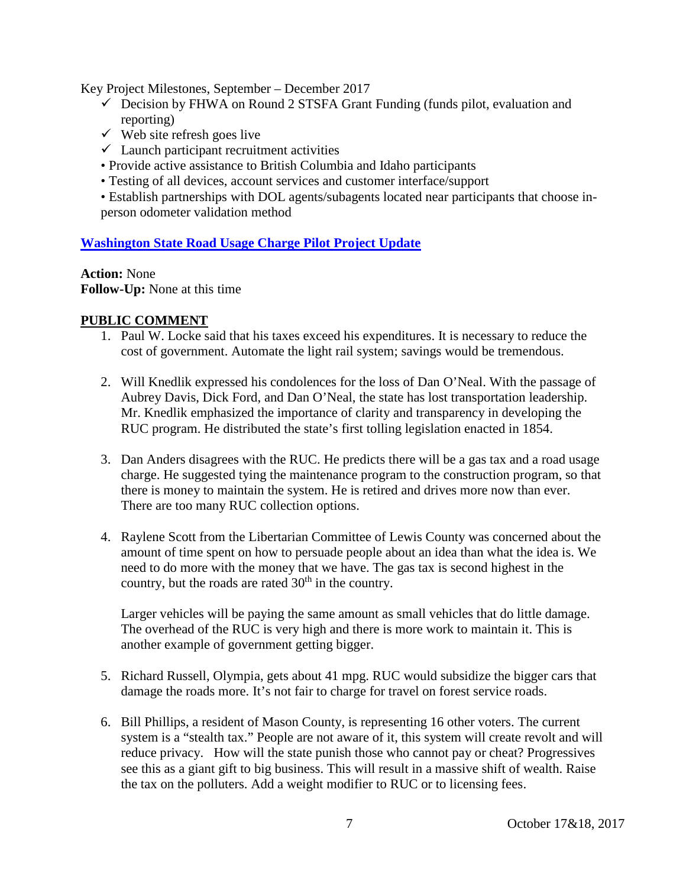Key Project Milestones, September – December 2017

- ✓ Decision by FHWA on Round 2 STSFA Grant Funding (funds pilot, evaluation and reporting)
- ✓ Web site refresh goes live
- ✓ Launch participant recruitment activities
- Provide active assistance to British Columbia and Idaho participants
- Testing of all devices, account services and customer interface/support
- Establish partnerships with DOL agents/subagents located near participants that choose in-person odometer validation method

**[Washington State Road Usage Charge Pilot Project Update]()**

**Action:** None
**Follow-Up:** None at this time

## PUBLIC COMMENT

1. Paul W. Locke said that his taxes exceed his expenditures. It is necessary to reduce the cost of government. Automate the light rail system; savings would be tremendous.

2. Will Knedlik expressed his condolences for the loss of Dan O'Neal. With the passage of Aubrey Davis, Dick Ford, and Dan O'Neal, the state has lost transportation leadership. Mr. Knedlik emphasized the importance of clarity and transparency in developing the RUC program. He distributed the state's first tolling legislation enacted in 1854.

3. Dan Anders disagrees with the RUC. He predicts there will be a gas tax and a road usage charge. He suggested tying the maintenance program to the construction program, so that there is money to maintain the system. He is retired and drives more now than ever. There are too many RUC collection options.

4. Raylene Scott from the Libertarian Committee of Lewis County was concerned about the amount of time spent on how to persuade people about an idea than what the idea is. We need to do more with the money that we have. The gas tax is second highest in the country, but the roads are rated 30th in the country.

   Larger vehicles will be paying the same amount as small vehicles that do little damage. The overhead of the RUC is very high and there is more work to maintain it. This is another example of government getting bigger.

5. Richard Russell, Olympia, gets about 41 mpg. RUC would subsidize the bigger cars that damage the roads more. It's not fair to charge for travel on forest service roads.

6. Bill Phillips, a resident of Mason County, is representing 16 other voters. The current system is a "stealth tax." People are not aware of it, this system will create revolt and will reduce privacy. How will the state punish those who cannot pay or cheat? Progressives see this as a giant gift to big business. This will result in a massive shift of wealth. Raise the tax on the polluters. Add a weight modifier to RUC or to licensing fees.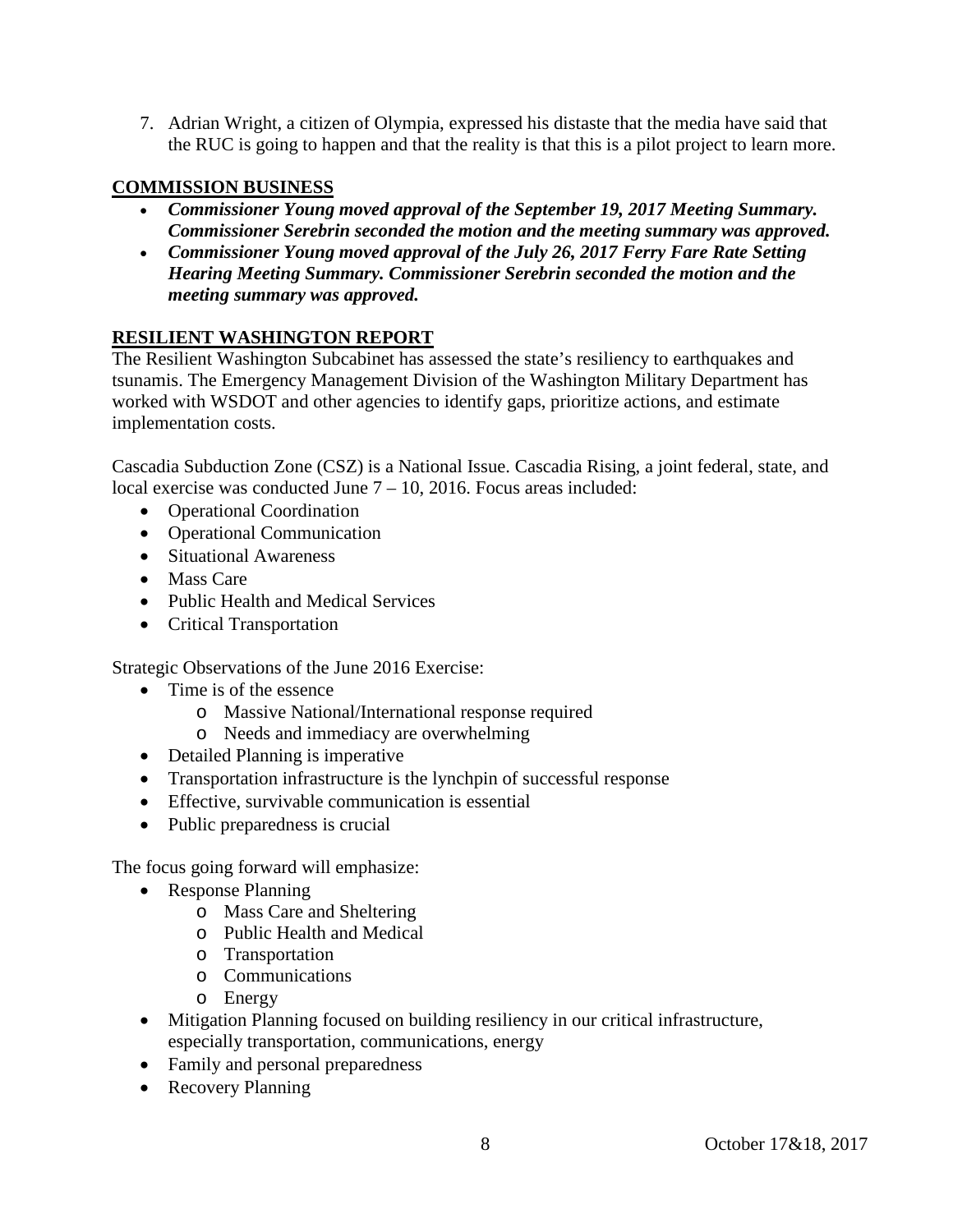7. Adrian Wright, a citizen of Olympia, expressed his distaste that the media have said that the RUC is going to happen and that the reality is that this is a pilot project to learn more.

## COMMISSION BUSINESS

- ***Commissioner Young moved approval of the September 19, 2017 Meeting Summary. Commissioner Serebrin seconded the motion and the meeting summary was approved.***
- ***Commissioner Young moved approval of the July 26, 2017 Ferry Fare Rate Setting Hearing Meeting Summary. Commissioner Serebrin seconded the motion and the meeting summary was approved.***

## RESILIENT WASHINGTON REPORT

The Resilient Washington Subcabinet has assessed the state's resiliency to earthquakes and tsunamis. The Emergency Management Division of the Washington Military Department has worked with WSDOT and other agencies to identify gaps, prioritize actions, and estimate implementation costs.

Cascadia Subduction Zone (CSZ) is a National Issue. Cascadia Rising, a joint federal, state, and local exercise was conducted June 7 – 10, 2016. Focus areas included:

- Operational Coordination
- Operational Communication
- Situational Awareness
- Mass Care
- Public Health and Medical Services
- Critical Transportation

Strategic Observations of the June 2016 Exercise:

- Time is of the essence
  - Massive National/International response required
  - Needs and immediacy are overwhelming
- Detailed Planning is imperative
- Transportation infrastructure is the lynchpin of successful response
- Effective, survivable communication is essential
- Public preparedness is crucial

The focus going forward will emphasize:

- Response Planning
  - Mass Care and Sheltering
  - Public Health and Medical
  - Transportation
  - Communications
  - Energy
- Mitigation Planning focused on building resiliency in our critical infrastructure, especially transportation, communications, energy
- Family and personal preparedness
- Recovery Planning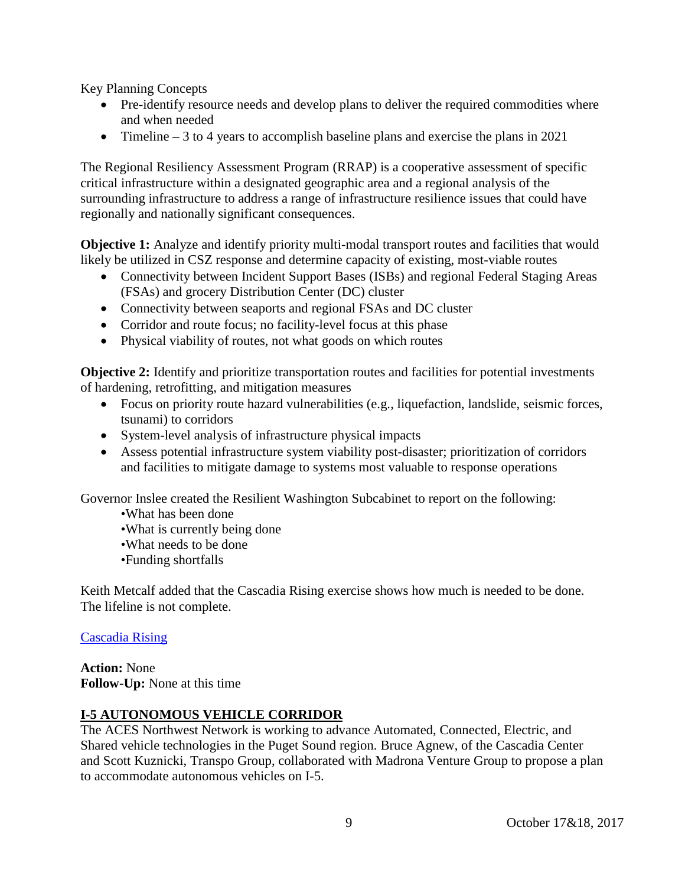Key Planning Concepts

- Pre-identify resource needs and develop plans to deliver the required commodities where and when needed
- Timeline – 3 to 4 years to accomplish baseline plans and exercise the plans in 2021

The Regional Resiliency Assessment Program (RRAP) is a cooperative assessment of specific critical infrastructure within a designated geographic area and a regional analysis of the surrounding infrastructure to address a range of infrastructure resilience issues that could have regionally and nationally significant consequences.

**Objective 1:** Analyze and identify priority multi-modal transport routes and facilities that would likely be utilized in CSZ response and determine capacity of existing, most-viable routes

- Connectivity between Incident Support Bases (ISBs) and regional Federal Staging Areas (FSAs) and grocery Distribution Center (DC) cluster
- Connectivity between seaports and regional FSAs and DC cluster
- Corridor and route focus; no facility-level focus at this phase
- Physical viability of routes, not what goods on which routes

**Objective 2:** Identify and prioritize transportation routes and facilities for potential investments of hardening, retrofitting, and mitigation measures

- Focus on priority route hazard vulnerabilities (e.g., liquefaction, landslide, seismic forces, tsunami) to corridors
- System-level analysis of infrastructure physical impacts
- Assess potential infrastructure system viability post-disaster; prioritization of corridors and facilities to mitigate damage to systems most valuable to response operations

Governor Inslee created the Resilient Washington Subcabinet to report on the following:

- What has been done
- What is currently being done
- What needs to be done
- Funding shortfalls

Keith Metcalf added that the Cascadia Rising exercise shows how much is needed to be done. The lifeline is not complete.

Cascadia Rising

**Action:** None
**Follow-Up:** None at this time

## I-5 AUTONOMOUS VEHICLE CORRIDOR

The ACES Northwest Network is working to advance Automated, Connected, Electric, and Shared vehicle technologies in the Puget Sound region. Bruce Agnew, of the Cascadia Center and Scott Kuznicki, Transpo Group, collaborated with Madrona Venture Group to propose a plan to accommodate autonomous vehicles on I-5.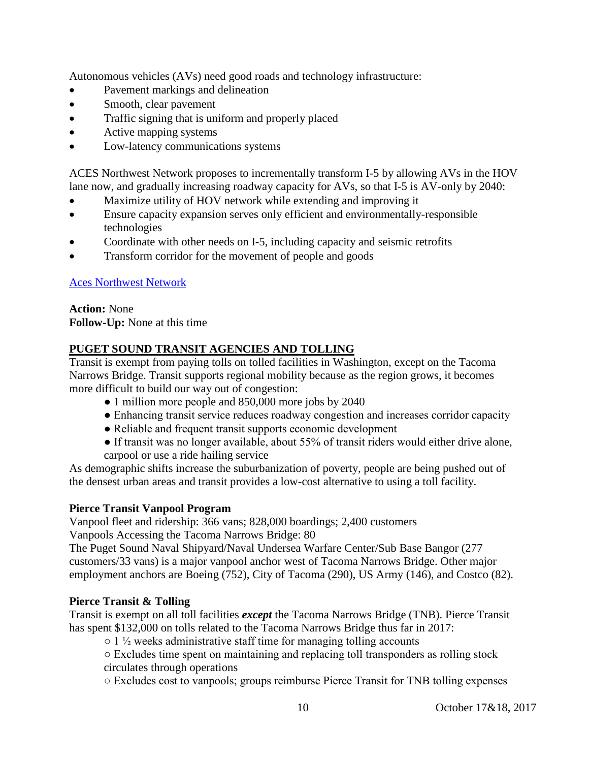Autonomous vehicles (AVs) need good roads and technology infrastructure:

- Pavement markings and delineation
- Smooth, clear pavement
- Traffic signing that is uniform and properly placed
- Active mapping systems
- Low-latency communications systems

ACES Northwest Network proposes to incrementally transform I-5 by allowing AVs in the HOV lane now, and gradually increasing roadway capacity for AVs, so that I-5 is AV-only by 2040:

- Maximize utility of HOV network while extending and improving it
- Ensure capacity expansion serves only efficient and environmentally-responsible technologies
- Coordinate with other needs on I-5, including capacity and seismic retrofits
- Transform corridor for the movement of people and goods

Aces Northwest Network

**Action:** None
**Follow-Up:** None at this time

## PUGET SOUND TRANSIT AGENCIES AND TOLLING

Transit is exempt from paying tolls on tolled facilities in Washington, except on the Tacoma Narrows Bridge. Transit supports regional mobility because as the region grows, it becomes more difficult to build our way out of congestion:

- 1 million more people and 850,000 more jobs by 2040
- Enhancing transit service reduces roadway congestion and increases corridor capacity
- Reliable and frequent transit supports economic development
- If transit was no longer available, about 55% of transit riders would either drive alone, carpool or use a ride hailing service

As demographic shifts increase the suburbanization of poverty, people are being pushed out of the densest urban areas and transit provides a low-cost alternative to using a toll facility.

**Pierce Transit Vanpool Program**

Vanpool fleet and ridership: 366 vans; 828,000 boardings; 2,400 customers
Vanpools Accessing the Tacoma Narrows Bridge: 80
The Puget Sound Naval Shipyard/Naval Undersea Warfare Center/Sub Base Bangor (277 customers/33 vans) is a major vanpool anchor west of Tacoma Narrows Bridge. Other major employment anchors are Boeing (752), City of Tacoma (290), US Army (146), and Costco (82).

**Pierce Transit & Tolling**

Transit is exempt on all toll facilities ***except*** the Tacoma Narrows Bridge (TNB). Pierce Transit has spent $132,000 on tolls related to the Tacoma Narrows Bridge thus far in 2017:

- 1 ½ weeks administrative staff time for managing tolling accounts
- Excludes time spent on maintaining and replacing toll transponders as rolling stock circulates through operations
- Excludes cost to vanpools; groups reimburse Pierce Transit for TNB tolling expenses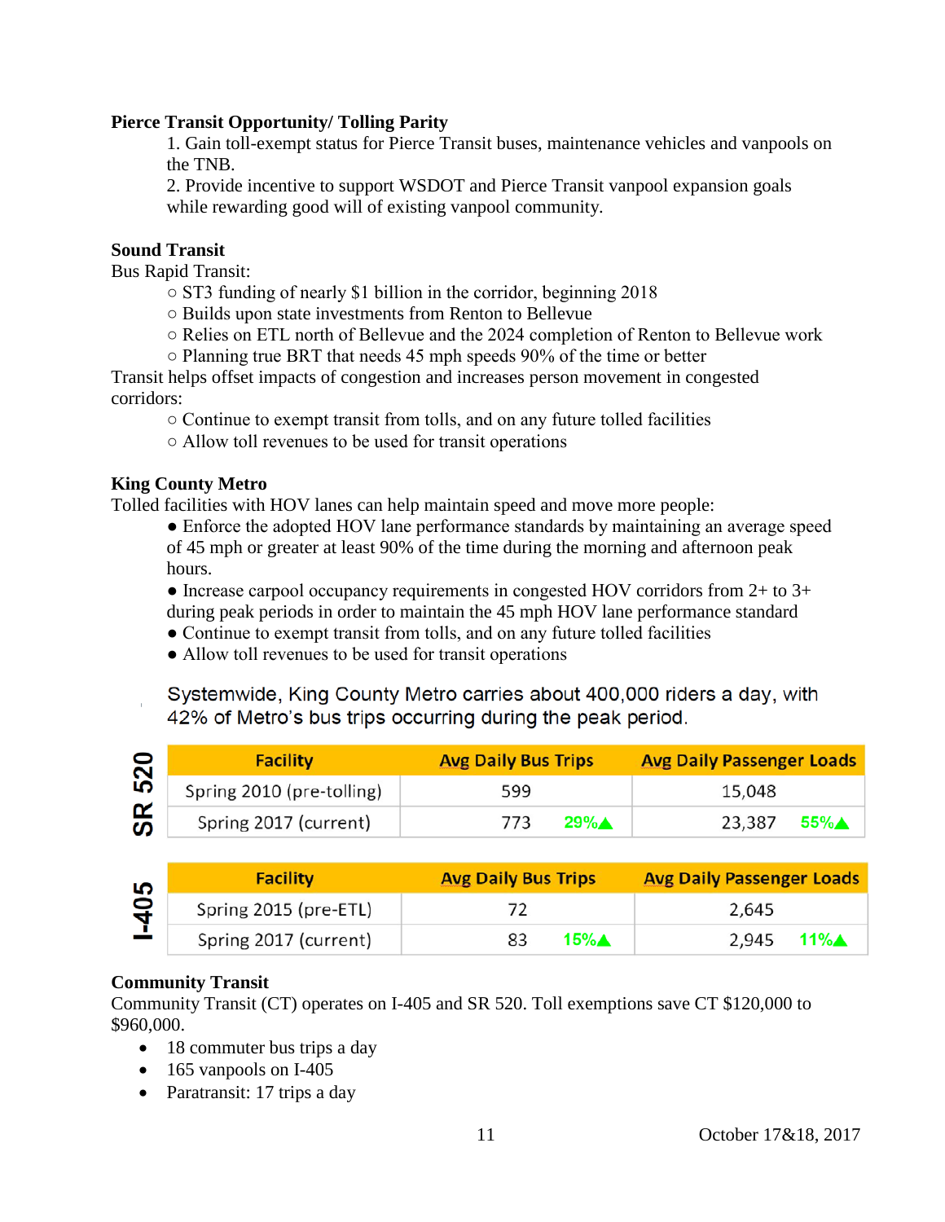**Pierce Transit Opportunity/ Tolling Parity**

1. Gain toll-exempt status for Pierce Transit buses, maintenance vehicles and vanpools on the TNB.
2. Provide incentive to support WSDOT and Pierce Transit vanpool expansion goals while rewarding good will of existing vanpool community.

**Sound Transit**

Bus Rapid Transit:

- ○ ST3 funding of nearly $1 billion in the corridor, beginning 2018
- ○ Builds upon state investments from Renton to Bellevue
- ○ Relies on ETL north of Bellevue and the 2024 completion of Renton to Bellevue work
- ○ Planning true BRT that needs 45 mph speeds 90% of the time or better

Transit helps offset impacts of congestion and increases person movement in congested corridors:

- ○ Continue to exempt transit from tolls, and on any future tolled facilities
- ○ Allow toll revenues to be used for transit operations

**King County Metro**

Tolled facilities with HOV lanes can help maintain speed and move more people:

- Enforce the adopted HOV lane performance standards by maintaining an average speed of 45 mph or greater at least 90% of the time during the morning and afternoon peak hours.
- Increase carpool occupancy requirements in congested HOV corridors from 2+ to 3+ during peak periods in order to maintain the 45 mph HOV lane performance standard
- Continue to exempt transit from tolls, and on any future tolled facilities
- Allow toll revenues to be used for transit operations

Systemwide, King County Metro carries about 400,000 riders a day, with 42% of Metro's bus trips occurring during the peak period.

**SR 520**

| Facility | Avg Daily Bus Trips | Avg Daily Passenger Loads |
|---|---|---|
| Spring 2010 (pre-tolling) | 599 | 15,048 |
| Spring 2017 (current) | 773 29%▲ | 23,387 55%▲ |

**I-405**

| Facility | Avg Daily Bus Trips | Avg Daily Passenger Loads |
|---|---|---|
| Spring 2015 (pre-ETL) | 72 | 2,645 |
| Spring 2017 (current) | 83 15%▲ | 2,945 11%▲ |

**Community Transit**

Community Transit (CT) operates on I-405 and SR 520. Toll exemptions save CT $120,000 to $960,000.

- 18 commuter bus trips a day
- 165 vanpools on I-405
- Paratransit: 17 trips a day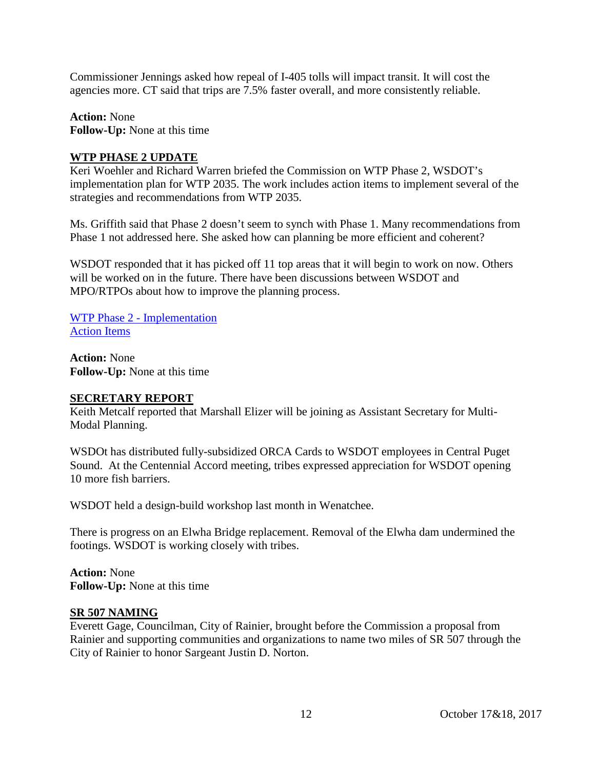Commissioner Jennings asked how repeal of I-405 tolls will impact transit. It will cost the agencies more. CT said that trips are 7.5% faster overall, and more consistently reliable.

**Action:** None
**Follow-Up:** None at this time

## WTP PHASE 2 UPDATE

Keri Woehler and Richard Warren briefed the Commission on WTP Phase 2, WSDOT's implementation plan for WTP 2035. The work includes action items to implement several of the strategies and recommendations from WTP 2035.

Ms. Griffith said that Phase 2 doesn't seem to synch with Phase 1. Many recommendations from Phase 1 not addressed here. She asked how can planning be more efficient and coherent?

WSDOT responded that it has picked off 11 top areas that it will begin to work on now. Others will be worked on in the future. There have been discussions between WSDOT and MPO/RTPOs about how to improve the planning process.

WTP Phase 2 - Implementation
Action Items

**Action:** None
**Follow-Up:** None at this time

## SECRETARY REPORT

Keith Metcalf reported that Marshall Elizer will be joining as Assistant Secretary for Multi-Modal Planning.

WSDOt has distributed fully-subsidized ORCA Cards to WSDOT employees in Central Puget Sound. At the Centennial Accord meeting, tribes expressed appreciation for WSDOT opening 10 more fish barriers.

WSDOT held a design-build workshop last month in Wenatchee.

There is progress on an Elwha Bridge replacement. Removal of the Elwha dam undermined the footings. WSDOT is working closely with tribes.

**Action:** None
**Follow-Up:** None at this time

## SR 507 NAMING

Everett Gage, Councilman, City of Rainier, brought before the Commission a proposal from Rainier and supporting communities and organizations to name two miles of SR 507 through the City of Rainier to honor Sargeant Justin D. Norton.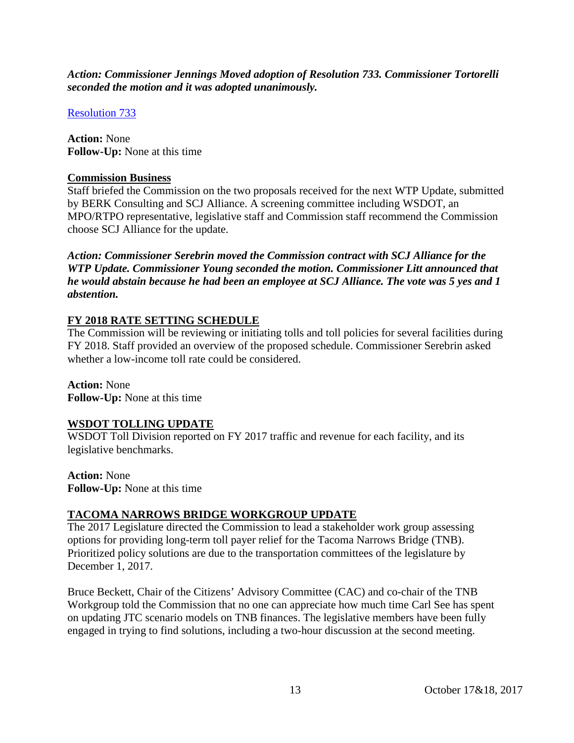***Action: Commissioner Jennings Moved adoption of Resolution 733. Commissioner Tortorelli seconded the motion and it was adopted unanimously.***

Resolution 733

**Action:** None
**Follow-Up:** None at this time

**Commission Business**

Staff briefed the Commission on the two proposals received for the next WTP Update, submitted by BERK Consulting and SCJ Alliance. A screening committee including WSDOT, an MPO/RTPO representative, legislative staff and Commission staff recommend the Commission choose SCJ Alliance for the update.

***Action: Commissioner Serebrin moved the Commission contract with SCJ Alliance for the WTP Update. Commissioner Young seconded the motion. Commissioner Litt announced that he would abstain because he had been an employee at SCJ Alliance. The vote was 5 yes and 1 abstention.***

**FY 2018 RATE SETTING SCHEDULE**

The Commission will be reviewing or initiating tolls and toll policies for several facilities during FY 2018. Staff provided an overview of the proposed schedule. Commissioner Serebrin asked whether a low-income toll rate could be considered.

**Action:** None
**Follow-Up:** None at this time

**WSDOT TOLLING UPDATE**

WSDOT Toll Division reported on FY 2017 traffic and revenue for each facility, and its legislative benchmarks.

**Action:** None
**Follow-Up:** None at this time

**TACOMA NARROWS BRIDGE WORKGROUP UPDATE**

The 2017 Legislature directed the Commission to lead a stakeholder work group assessing options for providing long-term toll payer relief for the Tacoma Narrows Bridge (TNB). Prioritized policy solutions are due to the transportation committees of the legislature by December 1, 2017.

Bruce Beckett, Chair of the Citizens' Advisory Committee (CAC) and co-chair of the TNB Workgroup told the Commission that no one can appreciate how much time Carl See has spent on updating JTC scenario models on TNB finances. The legislative members have been fully engaged in trying to find solutions, including a two-hour discussion at the second meeting.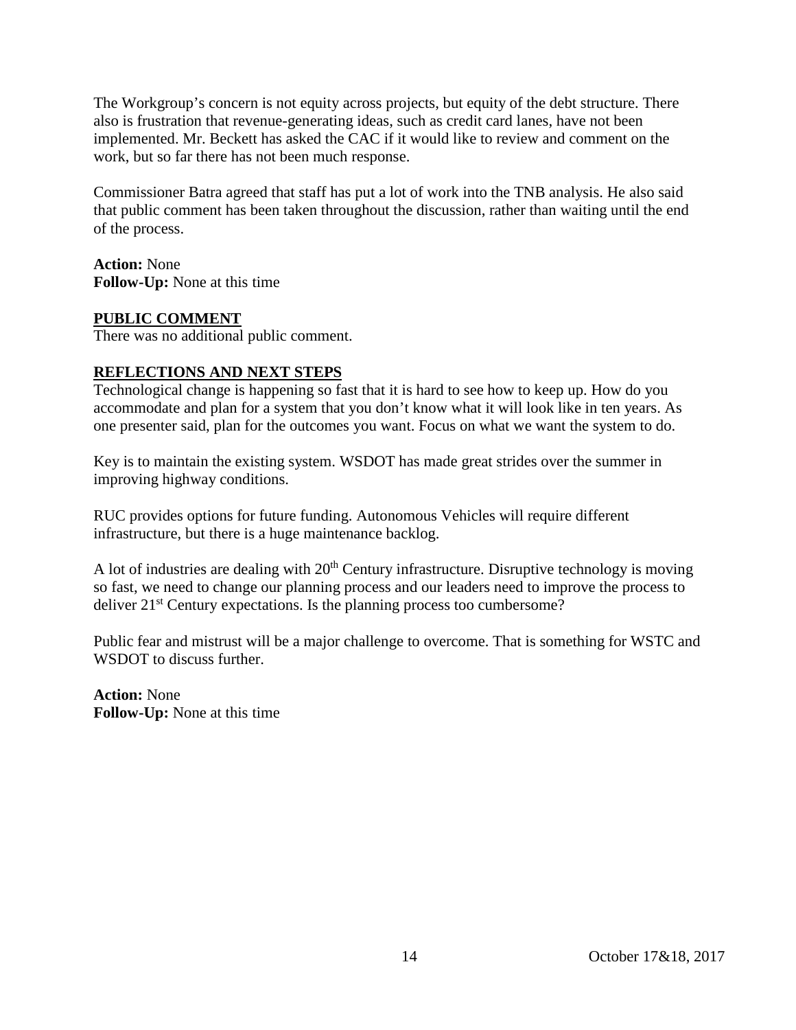The Workgroup's concern is not equity across projects, but equity of the debt structure. There also is frustration that revenue-generating ideas, such as credit card lanes, have not been implemented. Mr. Beckett has asked the CAC if it would like to review and comment on the work, but so far there has not been much response.

Commissioner Batra agreed that staff has put a lot of work into the TNB analysis. He also said that public comment has been taken throughout the discussion, rather than waiting until the end of the process.

**Action:** None
**Follow-Up:** None at this time

**PUBLIC COMMENT**

There was no additional public comment.

**REFLECTIONS AND NEXT STEPS**

Technological change is happening so fast that it is hard to see how to keep up. How do you accommodate and plan for a system that you don't know what it will look like in ten years. As one presenter said, plan for the outcomes you want. Focus on what we want the system to do.

Key is to maintain the existing system. WSDOT has made great strides over the summer in improving highway conditions.

RUC provides options for future funding. Autonomous Vehicles will require different infrastructure, but there is a huge maintenance backlog.

A lot of industries are dealing with 20th Century infrastructure. Disruptive technology is moving so fast, we need to change our planning process and our leaders need to improve the process to deliver 21st Century expectations. Is the planning process too cumbersome?

Public fear and mistrust will be a major challenge to overcome. That is something for WSTC and WSDOT to discuss further.

**Action:** None
**Follow-Up:** None at this time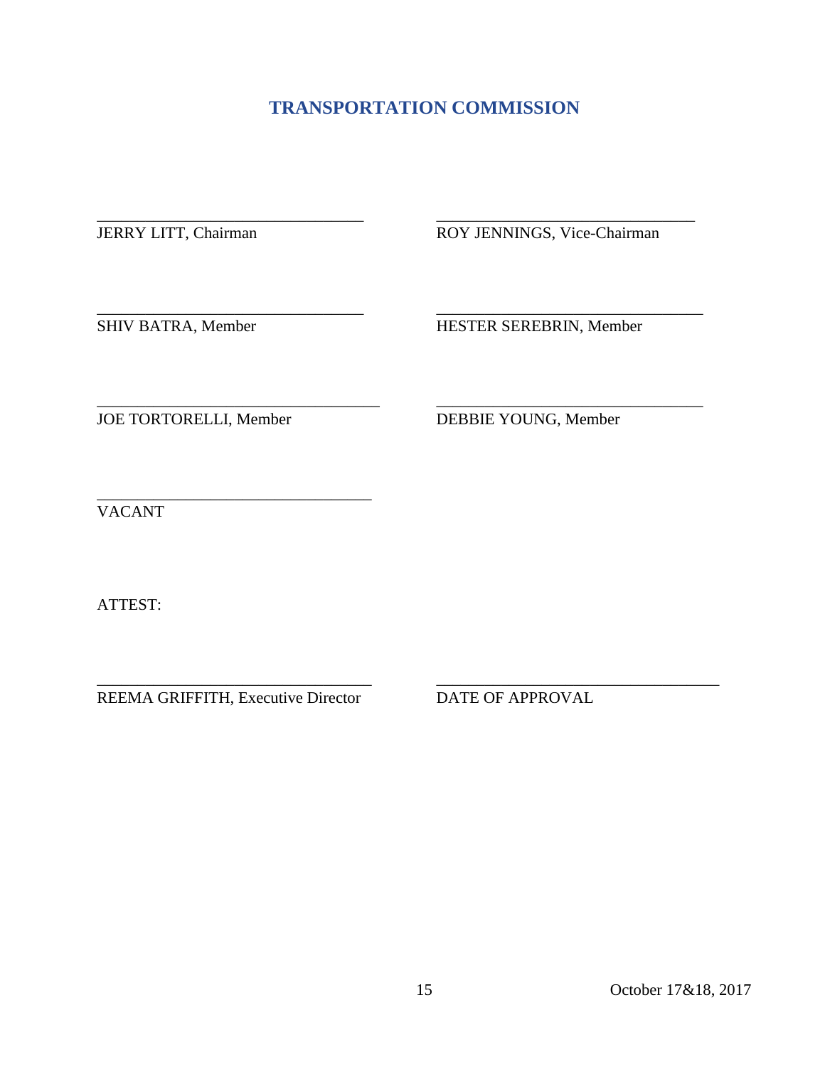## TRANSPORTATION COMMISSION

| | |
|---|---|
| ______________________________ | ______________________________ |
| JERRY LITT, Chairman | ROY JENNINGS, Vice-Chairman |
| ______________________________ | ______________________________ |
| SHIV BATRA, Member | HESTER SEREBRIN, Member |
| ______________________________ | ______________________________ |
| JOE TORTORELLI, Member | DEBBIE YOUNG, Member |
| ______________________________ | |
| VACANT | |

ATTEST:

| | |
|---|---|
| ______________________________ | ______________________________ |
| REEMA GRIFFITH, Executive Director | DATE OF APPROVAL |